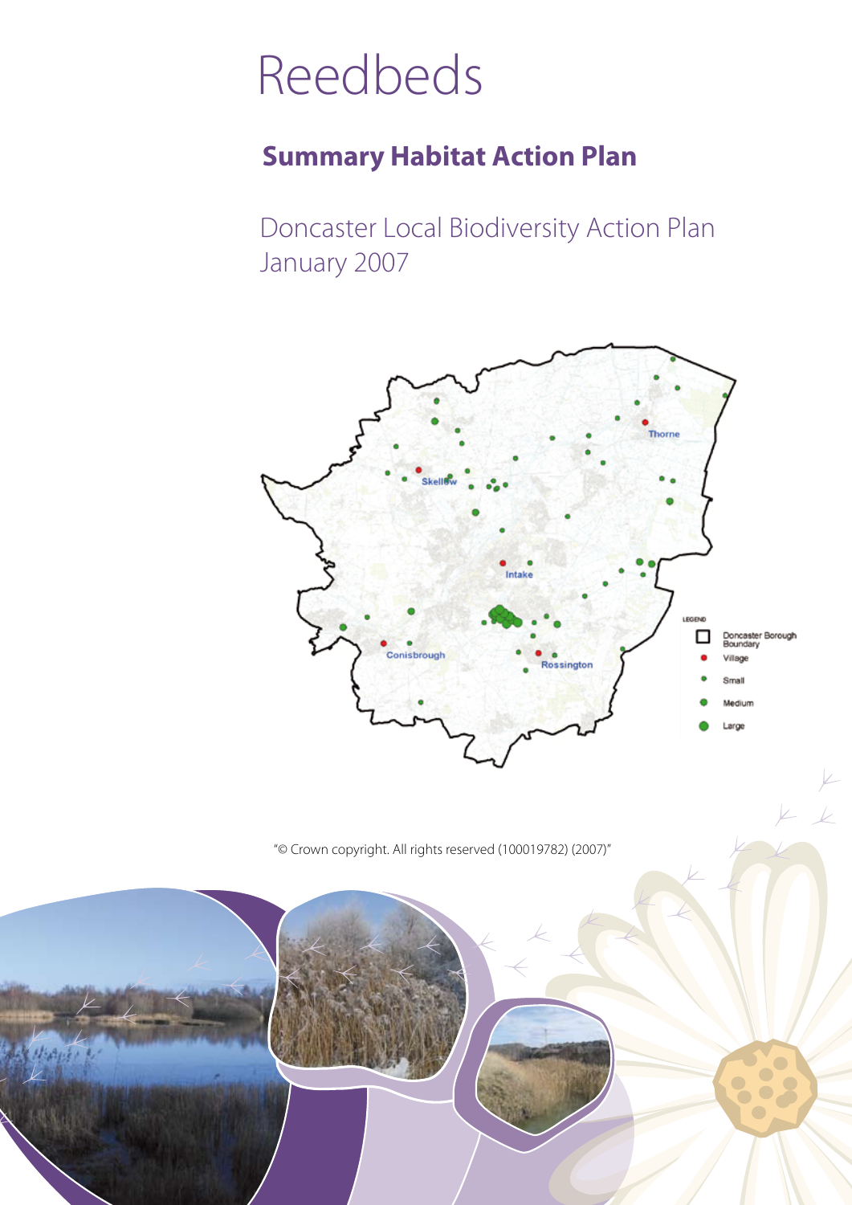# Reedbeds

## Summary Habitat Action Plan

Doncaster Local Biodiversity Action Plan
January 2007

"© Crown copyright. All rights reserved (100019782) (2007)"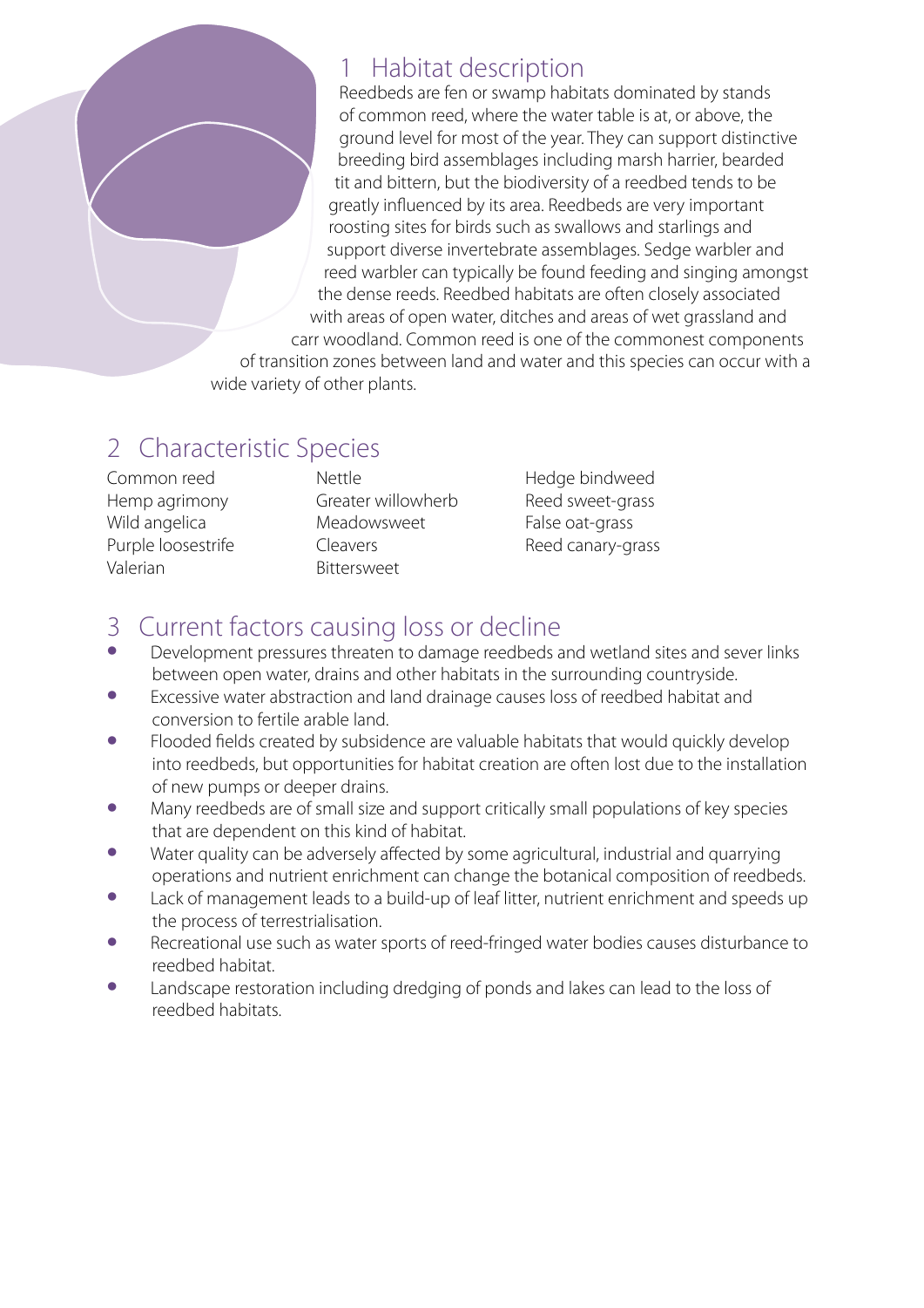## 1 Habitat description

Reedbeds are fen or swamp habitats dominated by stands of common reed, where the water table is at, or above, the ground level for most of the year. They can support distinctive breeding bird assemblages including marsh harrier, bearded tit and bittern, but the biodiversity of a reedbed tends to be greatly influenced by its area. Reedbeds are very important roosting sites for birds such as swallows and starlings and support diverse invertebrate assemblages. Sedge warbler and reed warbler can typically be found feeding and singing amongst the dense reeds. Reedbed habitats are often closely associated with areas of open water, ditches and areas of wet grassland and carr woodland. Common reed is one of the commonest components of transition zones between land and water and this species can occur with a wide variety of other plants.

## 2 Characteristic Species

- Common reed
- Hemp agrimony
- Wild angelica
- Purple loosestrife
- Valerian
- Nettle
- Greater willowherb
- Meadowsweet
- Cleavers
- Bittersweet
- Hedge bindweed
- Reed sweet-grass
- False oat-grass
- Reed canary-grass

## 3 Current factors causing loss or decline

- Development pressures threaten to damage reedbeds and wetland sites and sever links between open water, drains and other habitats in the surrounding countryside.
- Excessive water abstraction and land drainage causes loss of reedbed habitat and conversion to fertile arable land.
- Flooded fields created by subsidence are valuable habitats that would quickly develop into reedbeds, but opportunities for habitat creation are often lost due to the installation of new pumps or deeper drains.
- Many reedbeds are of small size and support critically small populations of key species that are dependent on this kind of habitat.
- Water quality can be adversely affected by some agricultural, industrial and quarrying operations and nutrient enrichment can change the botanical composition of reedbeds.
- Lack of management leads to a build-up of leaf litter, nutrient enrichment and speeds up the process of terrestrialisation.
- Recreational use such as water sports of reed-fringed water bodies causes disturbance to reedbed habitat.
- Landscape restoration including dredging of ponds and lakes can lead to the loss of reedbed habitats.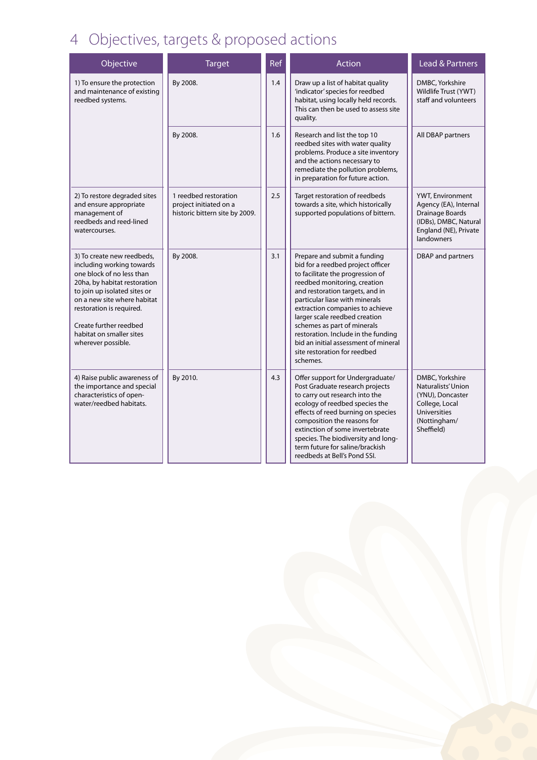# 4 Objectives, targets & proposed actions

| Objective | Target | Ref | Action | Lead & Partners |
|---|---|---|---|---|
| 1) To ensure the protection and maintenance of existing reedbed systems. | By 2008. | 1.4 | Draw up a list of habitat quality 'indicator' species for reedbed habitat, using locally held records. This can then be used to assess site quality. | DMBC, Yorkshire Wildlife Trust (YWT) staff and volunteers |
| | By 2008. | 1.6 | Research and list the top 10 reedbed sites with water quality problems. Produce a site inventory and the actions necessary to remediate the pollution problems, in preparation for future action. | All DBAP partners |
| 2) To restore degraded sites and ensure appropriate management of reedbeds and reed-lined watercourses. | 1 reedbed restoration project initiated on a historic bittern site by 2009. | 2.5 | Target restoration of reedbeds towards a site, which historically supported populations of bittern. | YWT, Environment Agency (EA), Internal Drainage Boards (IDBs), DMBC, Natural England (NE), Private landowners |
| 3) To create new reedbeds, including working towards one block of no less than 20ha, by habitat restoration to join up isolated sites or on a new site where habitat restoration is required.<br><br>Create further reedbed habitat on smaller sites wherever possible. | By 2008. | 3.1 | Prepare and submit a funding bid for a reedbed project officer to facilitate the progression of reedbed monitoring, creation and restoration targets, and in particular liase with minerals extraction companies to achieve larger scale reedbed creation schemes as part of minerals restoration. Include in the funding bid an initial assessment of mineral site restoration for reedbed schemes. | DBAP and partners |
| 4) Raise public awareness of the importance and special characteristics of open-water/reedbed habitats. | By 2010. | 4.3 | Offer support for Undergraduate/ Post Graduate research projects to carry out research into the ecology of reedbed species the effects of reed burning on species composition the reasons for extinction of some invertebrate species. The biodiversity and long-term future for saline/brackish reedbeds at Bell's Pond SSI. | DMBC, Yorkshire Naturalists' Union (YNU), Doncaster College, Local Universities (Nottingham/ Sheffield) |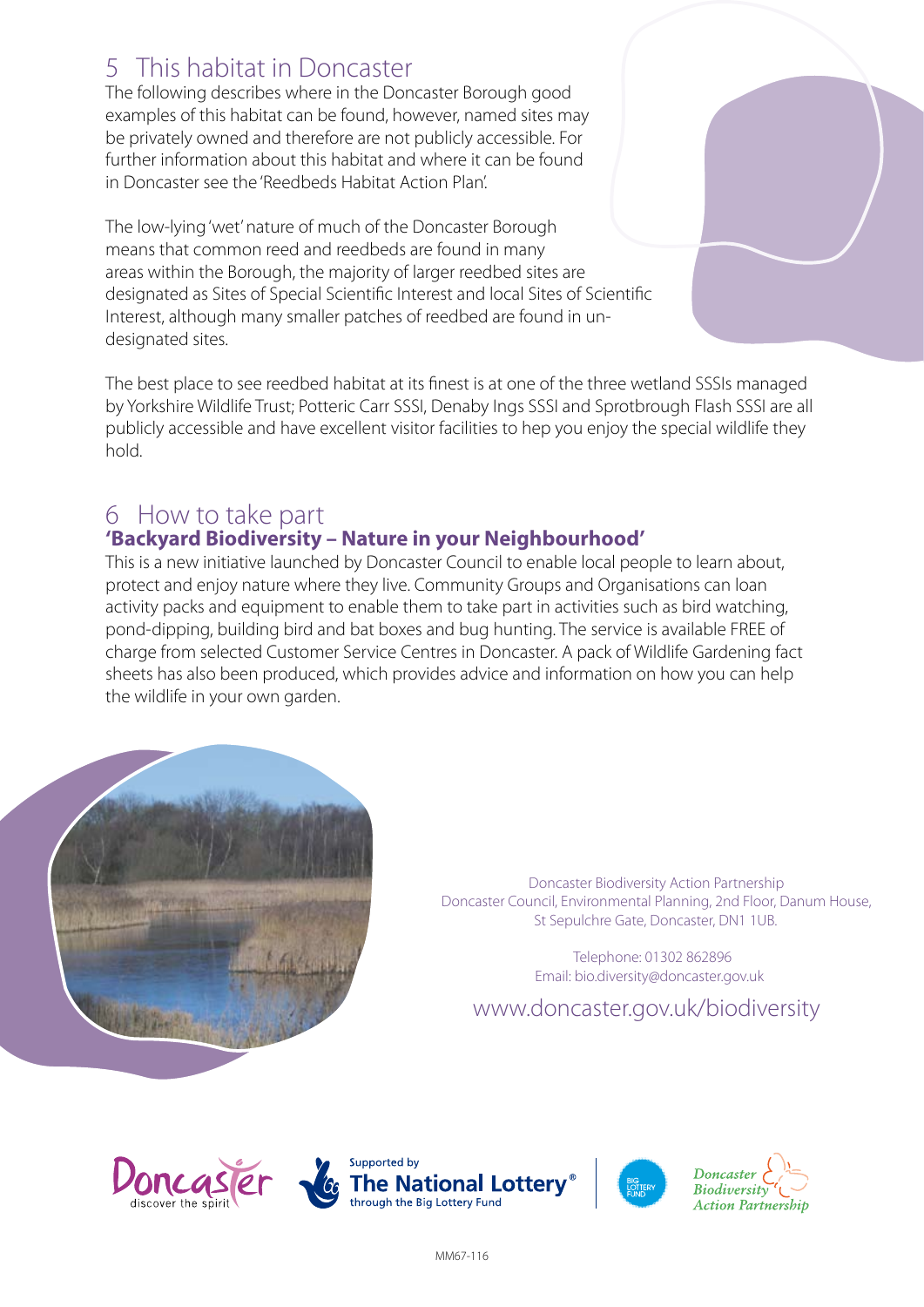## 5 This habitat in Doncaster

The following describes where in the Doncaster Borough good examples of this habitat can be found, however, named sites may be privately owned and therefore are not publicly accessible. For further information about this habitat and where it can be found in Doncaster see the 'Reedbeds Habitat Action Plan'.

The low-lying 'wet' nature of much of the Doncaster Borough means that common reed and reedbeds are found in many areas within the Borough, the majority of larger reedbed sites are designated as Sites of Special Scientific Interest and local Sites of Scientific Interest, although many smaller patches of reedbed are found in un-designated sites.

The best place to see reedbed habitat at its finest is at one of the three wetland SSSIs managed by Yorkshire Wildlife Trust; Potteric Carr SSSI, Denaby Ings SSSI and Sprotbrough Flash SSSI are all publicly accessible and have excellent visitor facilities to hep you enjoy the special wildlife they hold.

## 6 How to take part

### 'Backyard Biodiversity – Nature in your Neighbourhood'

This is a new initiative launched by Doncaster Council to enable local people to learn about, protect and enjoy nature where they live. Community Groups and Organisations can loan activity packs and equipment to enable them to take part in activities such as bird watching, pond-dipping, building bird and bat boxes and bug hunting. The service is available FREE of charge from selected Customer Service Centres in Doncaster. A pack of Wildlife Gardening fact sheets has also been produced, which provides advice and information on how you can help the wildlife in your own garden.

Doncaster Biodiversity Action Partnership
Doncaster Council, Environmental Planning, 2nd Floor, Danum House, St Sepulchre Gate, Doncaster, DN1 1UB.

Telephone: 01302 862896
Email: bio.diversity@doncaster.gov.uk

www.doncaster.gov.uk/biodiversity

Doncaster discover the spirit
Supported by The National Lottery® through the Big Lottery Fund
Big Lottery Fund
Doncaster Biodiversity Action Partnership

MM67-116